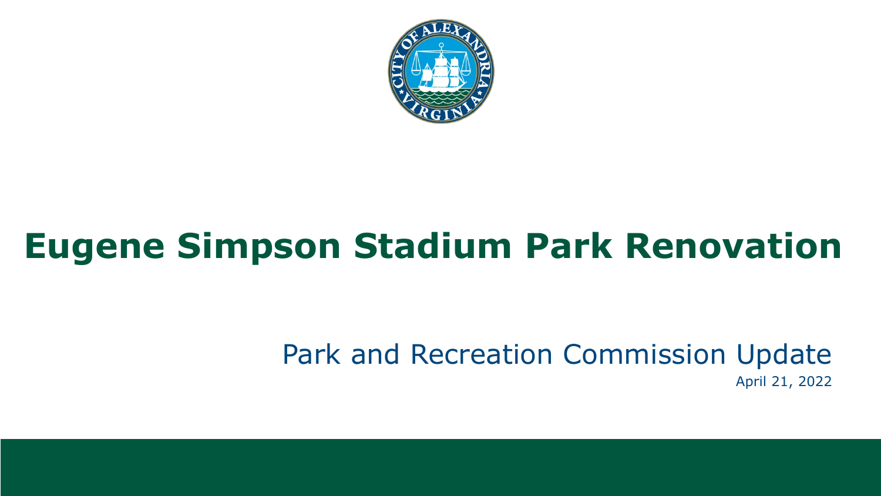# Eugene Simpson Stadium Park Renovation

Park and Recreation Commission Update

April 21, 2022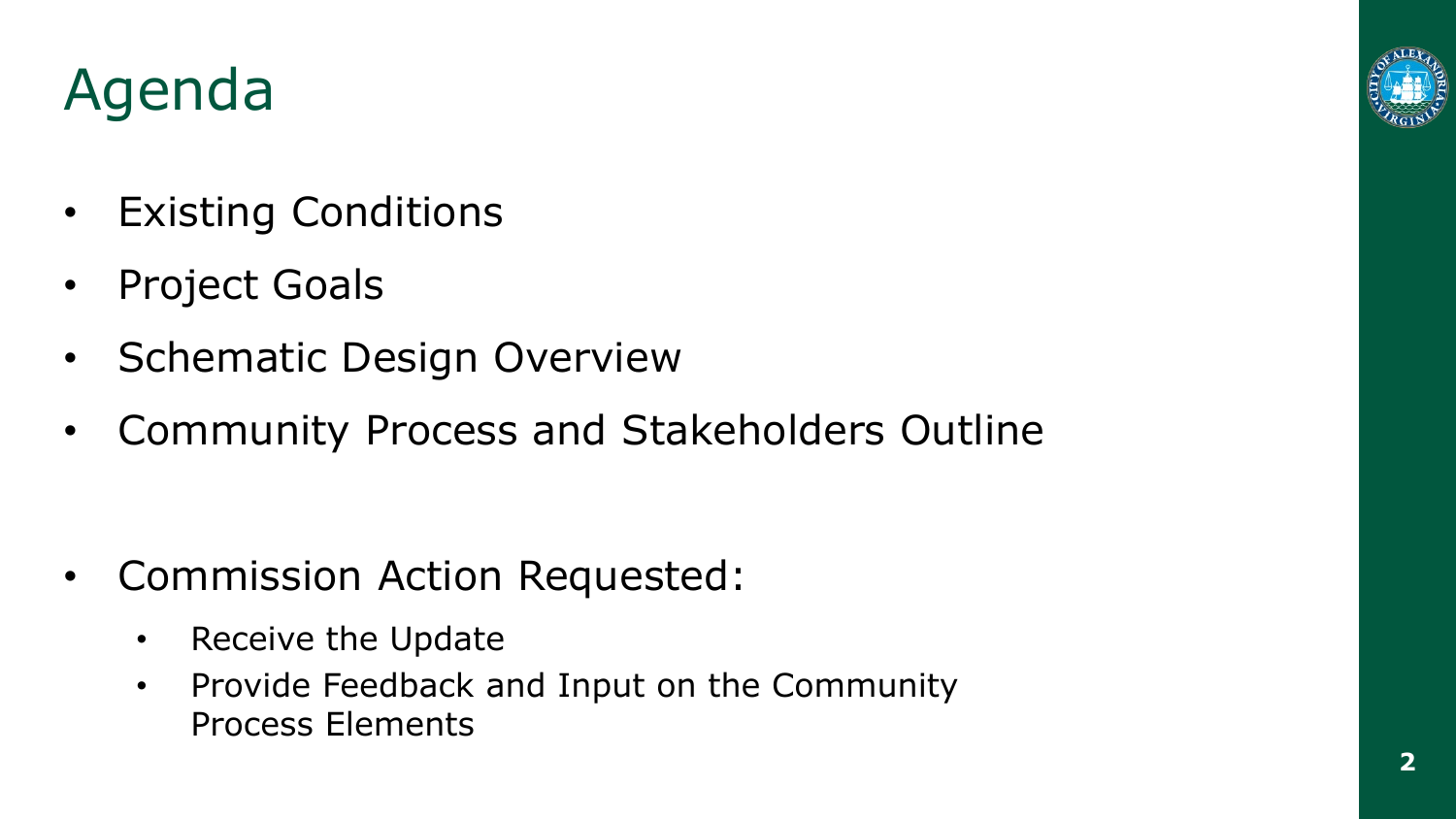# Agenda

- Existing Conditions
- Project Goals
- Schematic Design Overview
- Community Process and Stakeholders Outline

- Commission Action Requested:
  - Receive the Update
  - Provide Feedback and Input on the Community Process Elements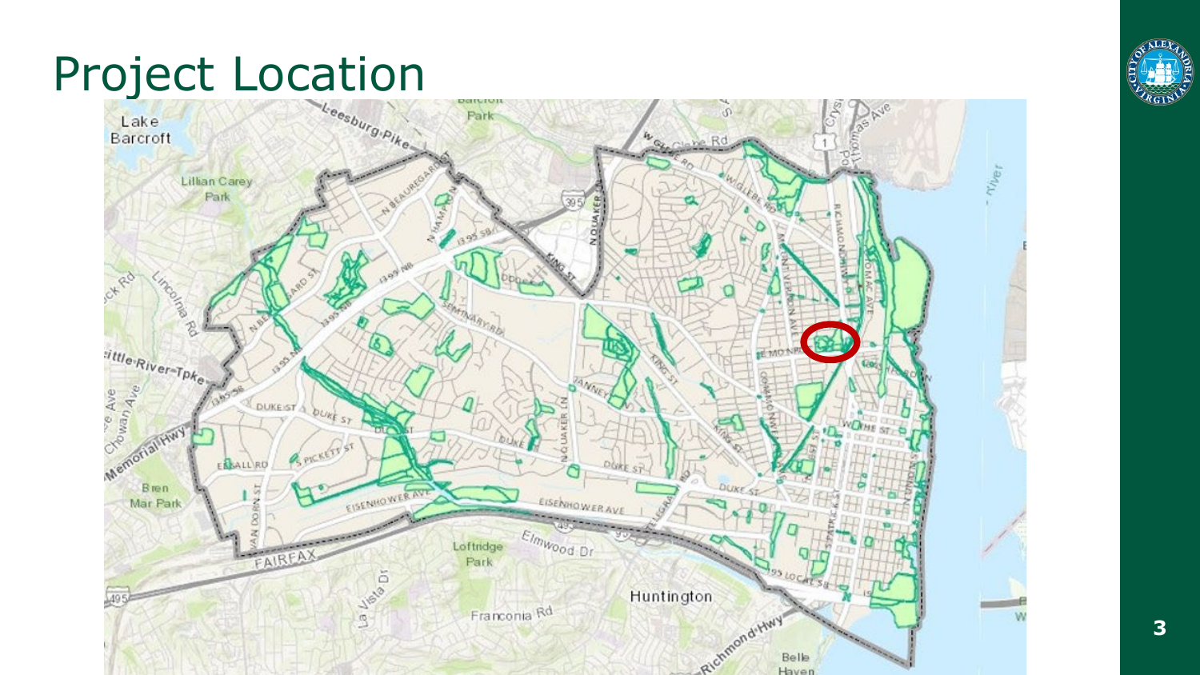# Project Location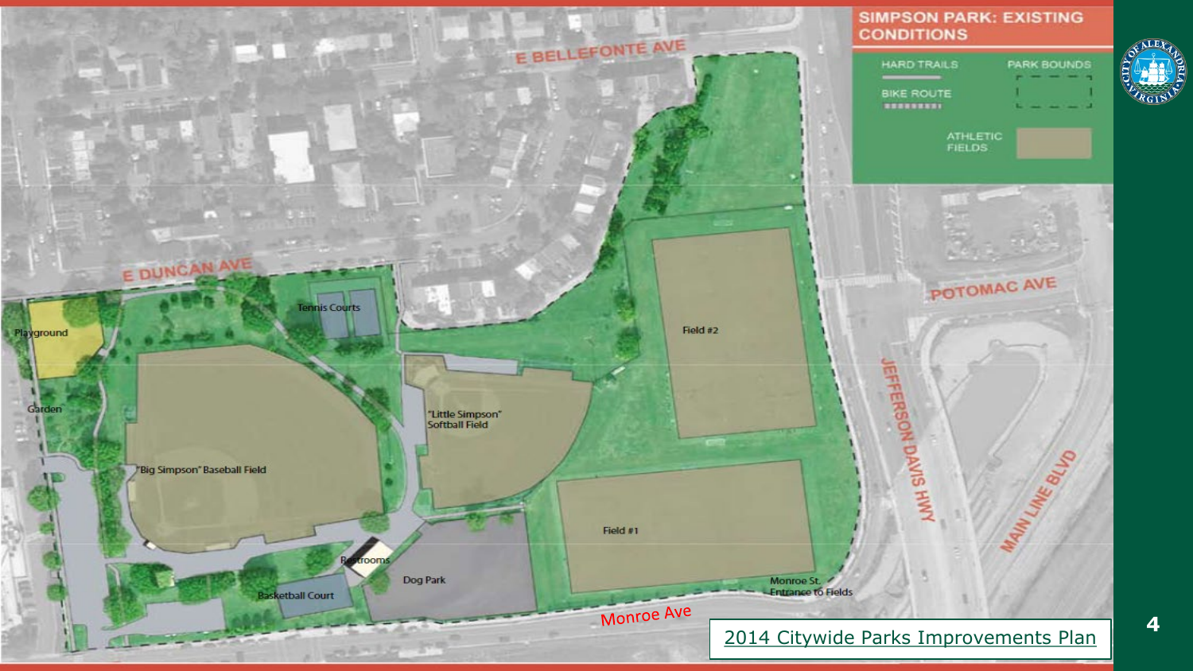# SIMPSON PARK: EXISTING CONDITIONS

HARD TRAILS

BIKE ROUTE

PARK BOUNDS

ATHLETIC FIELDS

E BELLEFONTE AVE

E DUNCAN AVE

POTOMAC AVE

JEFFERSON DAVIS HWY

MAIN LINE BLVD

Monroe Ave

Playground

Garden

Tennis Courts

"Big Simpson" Baseball Field

"Little Simpson" Softball Field

Field #2

Field #1

Restrooms

Basketball Court

Dog Park

Monroe St. Entrance to Fields

2014 Citywide Parks Improvements Plan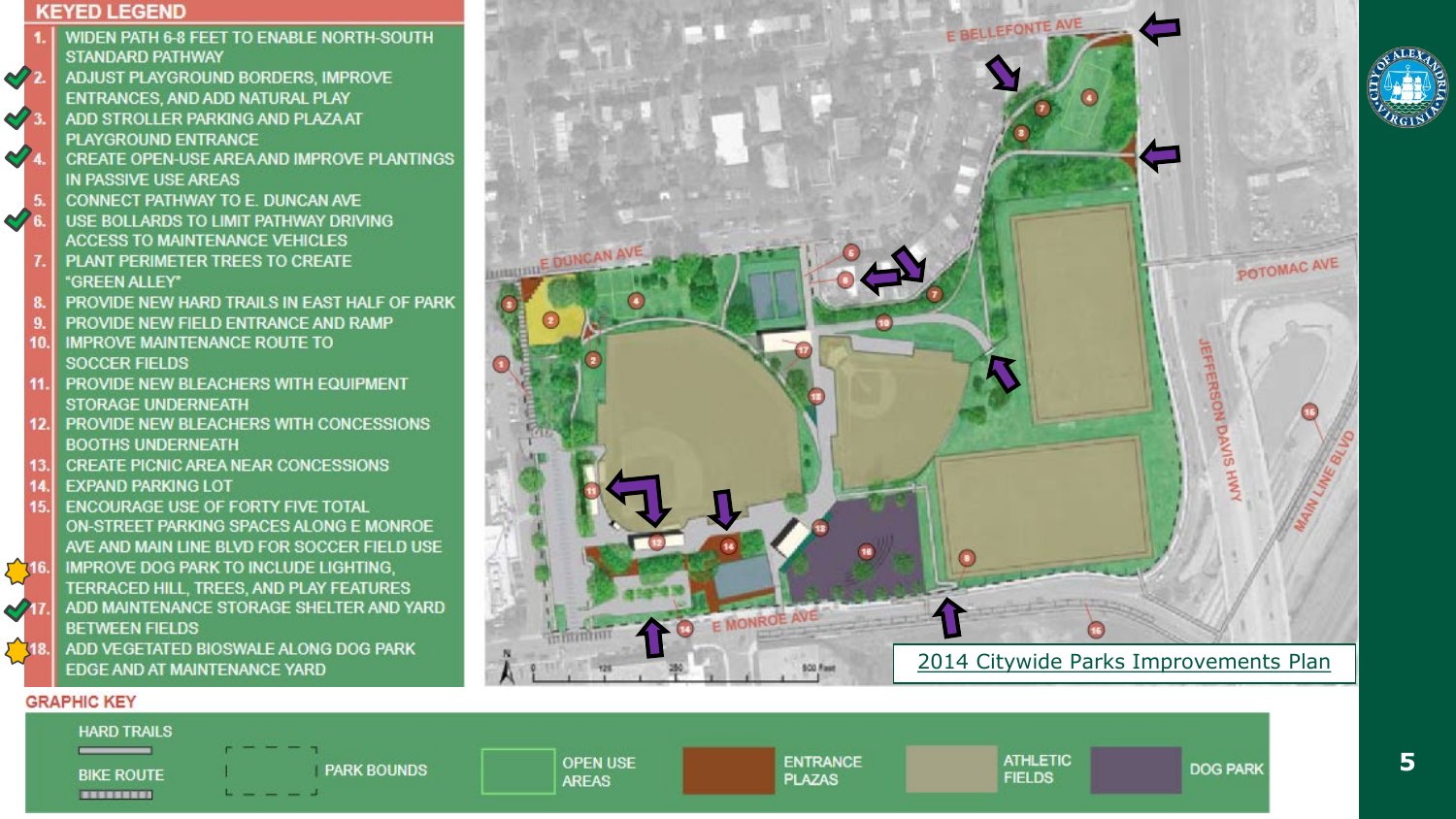## KEYED LEGEND

1. WIDEN PATH 6-8 FEET TO ENABLE NORTH-SOUTH STANDARD PATHWAY
2. ADJUST PLAYGROUND BORDERS, IMPROVE ENTRANCES, AND ADD NATURAL PLAY ✓
3. ADD STROLLER PARKING AND PLAZA AT PLAYGROUND ENTRANCE ✓
4. CREATE OPEN-USE AREA AND IMPROVE PLANTINGS IN PASSIVE USE AREAS ✓
5. CONNECT PATHWAY TO E. DUNCAN AVE
6. USE BOLLARDS TO LIMIT PATHWAY DRIVING ACCESS TO MAINTENANCE VEHICLES ✓
7. PLANT PERIMETER TREES TO CREATE "GREEN ALLEY"
8. PROVIDE NEW HARD TRAILS IN EAST HALF OF PARK
9. PROVIDE NEW FIELD ENTRANCE AND RAMP
10. IMPROVE MAINTENANCE ROUTE TO SOCCER FIELDS
11. PROVIDE NEW BLEACHERS WITH EQUIPMENT STORAGE UNDERNEATH
12. PROVIDE NEW BLEACHERS WITH CONCESSIONS BOOTHS UNDERNEATH
13. CREATE PICNIC AREA NEAR CONCESSIONS
14. EXPAND PARKING LOT
15. ENCOURAGE USE OF FORTY FIVE TOTAL ON-STREET PARKING SPACES ALONG E MONROE AVE AND MAIN LINE BLVD FOR SOCCER FIELD USE
16. IMPROVE DOG PARK TO INCLUDE LIGHTING, TERRACED HILL, TREES, AND PLAY FEATURES ★
17. ADD MAINTENANCE STORAGE SHELTER AND YARD BETWEEN FIELDS ✓
18. ADD VEGETATED BIOSWALE ALONG DOG PARK EDGE AND AT MAINTENANCE YARD ★

2014 Citywide Parks Improvements Plan

## GRAPHIC KEY

- HARD TRAILS
- BIKE ROUTE
- PARK BOUNDS
- OPEN USE AREAS
- ENTRANCE PLAZAS
- ATHLETIC FIELDS
- DOG PARK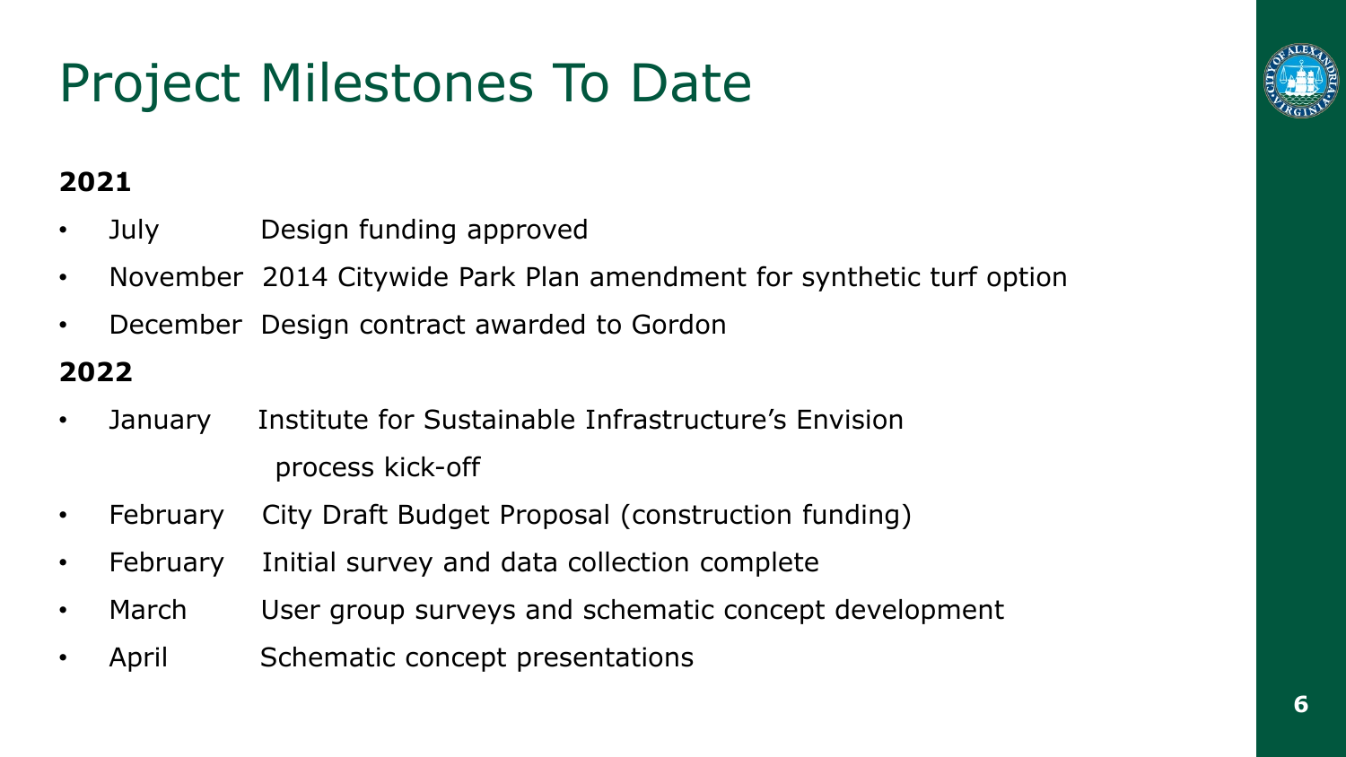# Project Milestones To Date

**2021**

- July Design funding approved
- November 2014 Citywide Park Plan amendment for synthetic turf option
- December Design contract awarded to Gordon

**2022**

- January Institute for Sustainable Infrastructure's Envision process kick-off
- February City Draft Budget Proposal (construction funding)
- February Initial survey and data collection complete
- March User group surveys and schematic concept development
- April Schematic concept presentations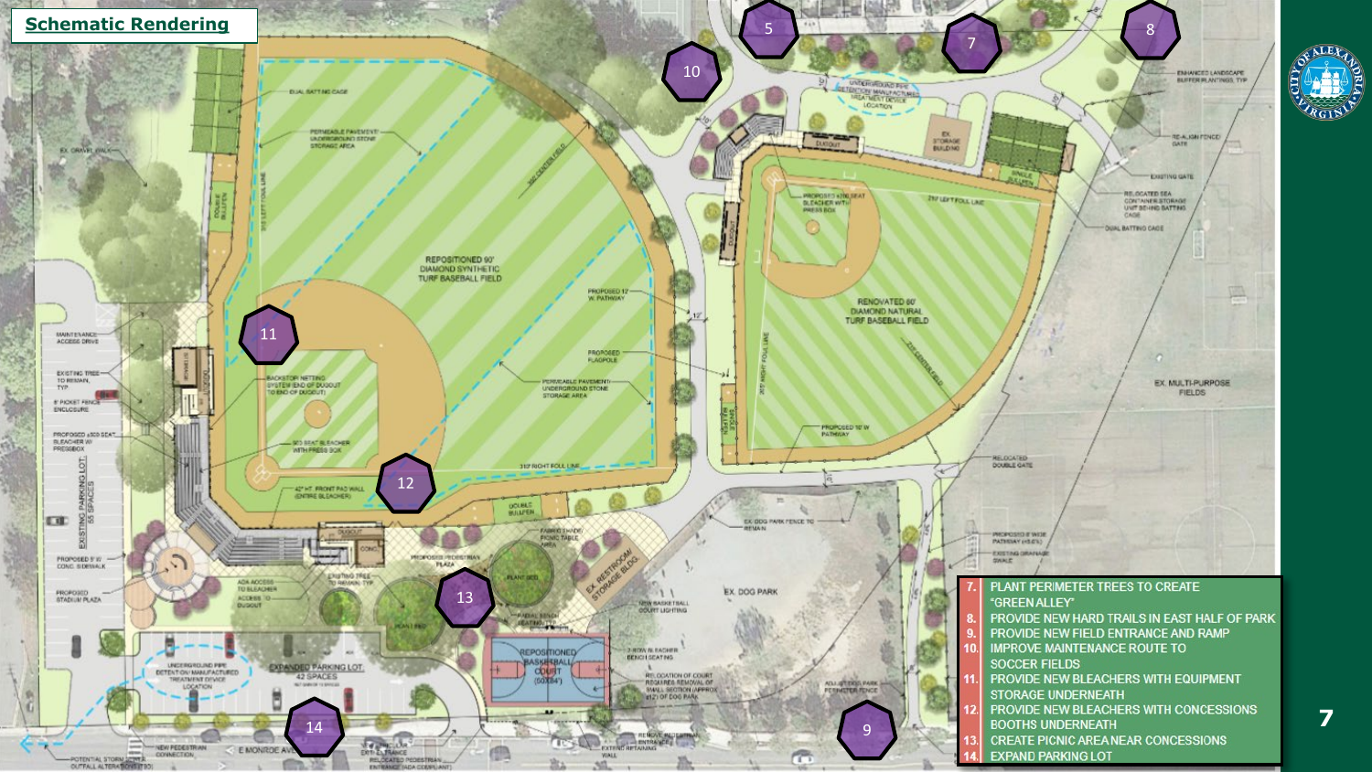## Schematic Rendering

7. PLANT PERIMETER TREES TO CREATE "GREEN ALLEY"
8. PROVIDE NEW HARD TRAILS IN EAST HALF OF PARK
9. PROVIDE NEW FIELD ENTRANCE AND RAMP
10. IMPROVE MAINTENANCE ROUTE TO SOCCER FIELDS
11. PROVIDE NEW BLEACHERS WITH EQUIPMENT STORAGE UNDERNEATH
12. PROVIDE NEW BLEACHERS WITH CONCESSIONS BOOTHS UNDERNEATH
13. CREATE PICNIC AREA NEAR CONCESSIONS
14. EXPAND PARKING LOT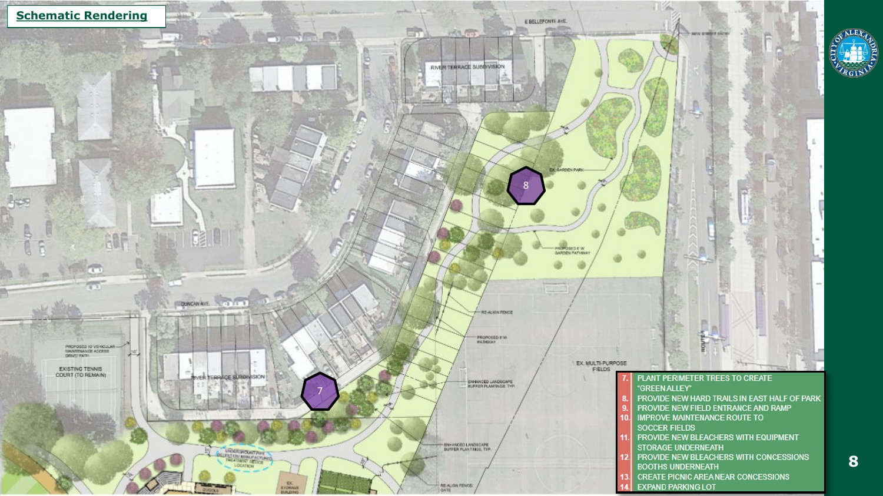## Schematic Rendering

E BELLEFONTE AVE.

NEW STREET ENTRY

RIVER TERRACE SUBDIVISION

EX. GARDEN PARK

8

PROPOSED E-W GARDEN PATHWAY

DUNCAN AVE.

RE-ALIGN FENCE

PROPOSED E-W PATHWAY

EX. MULTI-PURPOSE FIELDS

ENHANCED LANDSCAPE BUFFER PLANTINGS, TYP.

PROPOSED 10' VEHICULAR MAINTENANCE ACCESS DRIVE/ PATH

EXISTING TENNIS COURT (TO REMAIN)

RIVER TERRACE SUBDIVISION

7

UNDERGROUND PIPE DETENTION/ MANUFACTURED TREATMENT DEVICE LOCATION

ENHANCED LANDSCAPE BUFFER PLANTINGS, TYP.

EX. STORAGE BUILDING

RE-ALIGN FENCE/ GATE

DUGOUT

ROUTE 1

7. PLANT PERIMETER TREES TO CREATE "GREEN ALLEY"
8. PROVIDE NEW HARD TRAILS IN EAST HALF OF PARK
9. PROVIDE NEW FIELD ENTRANCE AND RAMP
10. IMPROVE MAINTENANCE ROUTE TO SOCCER FIELDS
11. PROVIDE NEW BLEACHERS WITH EQUIPMENT STORAGE UNDERNEATH
12. PROVIDE NEW BLEACHERS WITH CONCESSIONS BOOTHS UNDERNEATH
13. CREATE PICNIC AREA NEAR CONCESSIONS
14. EXPAND PARKING LOT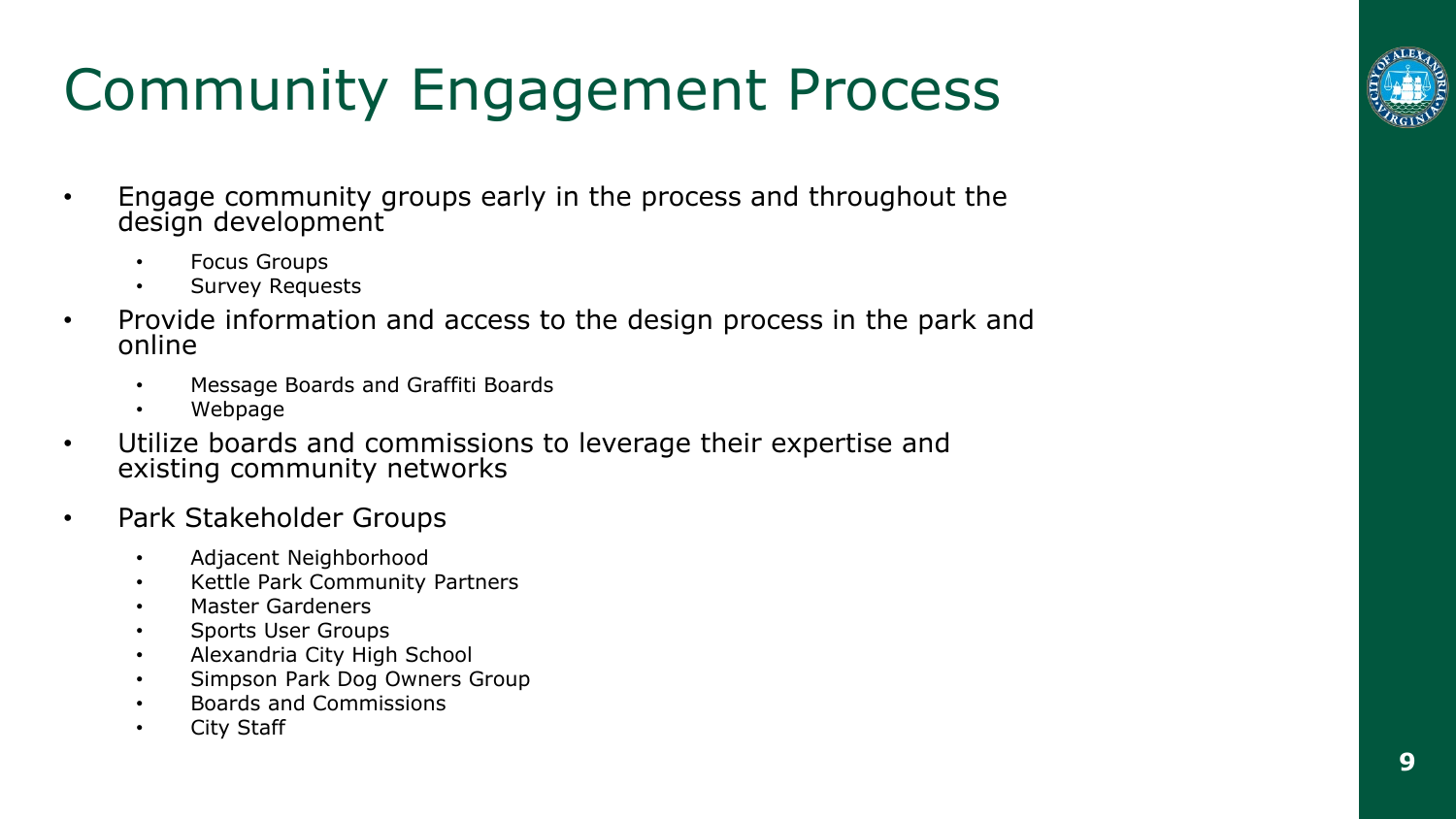# Community Engagement Process

- Engage community groups early in the process and throughout the design development
  - Focus Groups
  - Survey Requests
- Provide information and access to the design process in the park and online
  - Message Boards and Graffiti Boards
  - Webpage
- Utilize boards and commissions to leverage their expertise and existing community networks
- Park Stakeholder Groups
  - Adjacent Neighborhood
  - Kettle Park Community Partners
  - Master Gardeners
  - Sports User Groups
  - Alexandria City High School
  - Simpson Park Dog Owners Group
  - Boards and Commissions
  - City Staff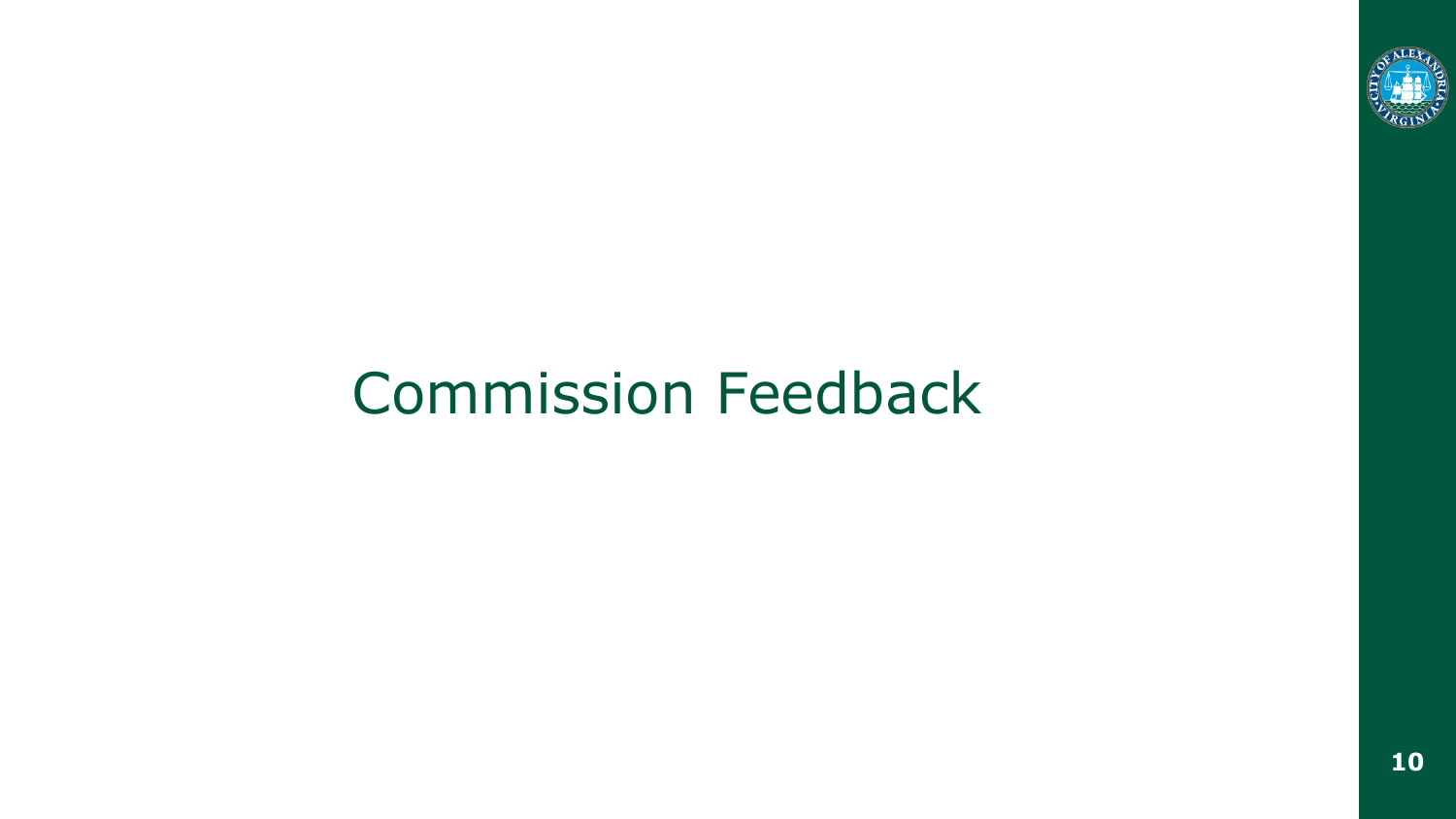# Commission Feedback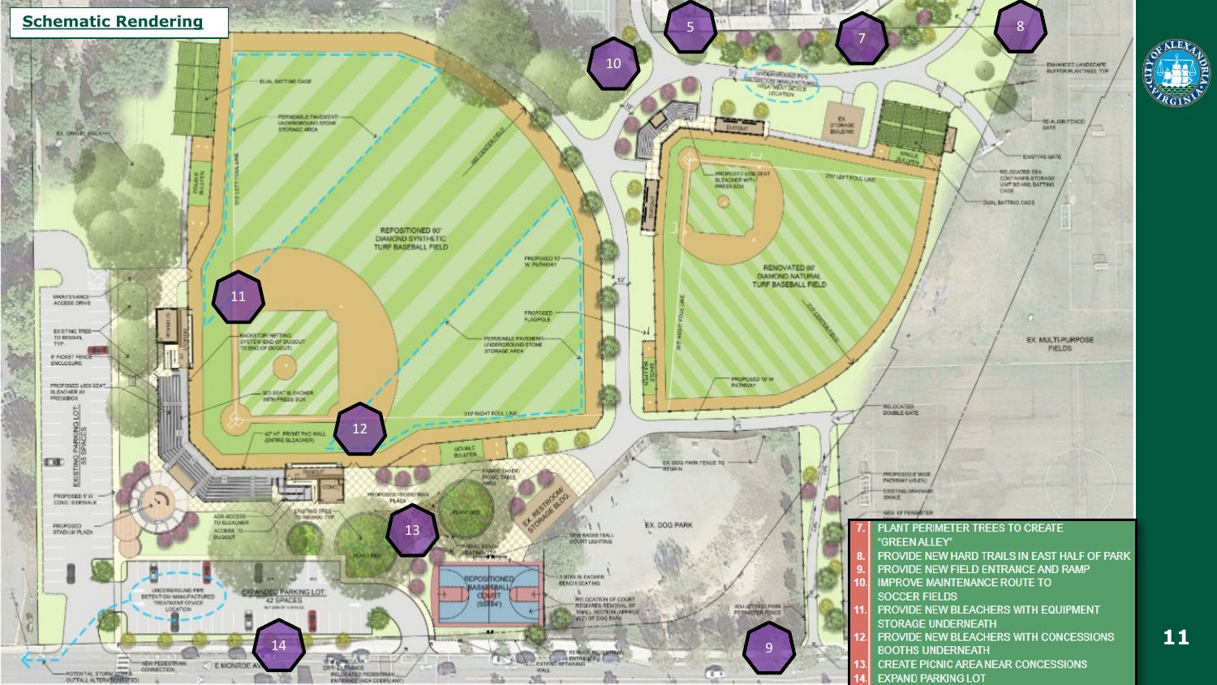## Schematic Rendering

7. PLANT PERIMETER TREES TO CREATE "GREEN ALLEY"
8. PROVIDE NEW HARD TRAILS IN EAST HALF OF PARK
9. PROVIDE NEW FIELD ENTRANCE AND RAMP
10. IMPROVE MAINTENANCE ROUTE TO SOCCER FIELDS
11. PROVIDE NEW BLEACHERS WITH EQUIPMENT STORAGE UNDERNEATH
12. PROVIDE NEW BLEACHERS WITH CONCESSIONS BOOTHS UNDERNEATH
13. CREATE PICNIC AREA NEAR CONCESSIONS
14. EXPAND PARKING LOT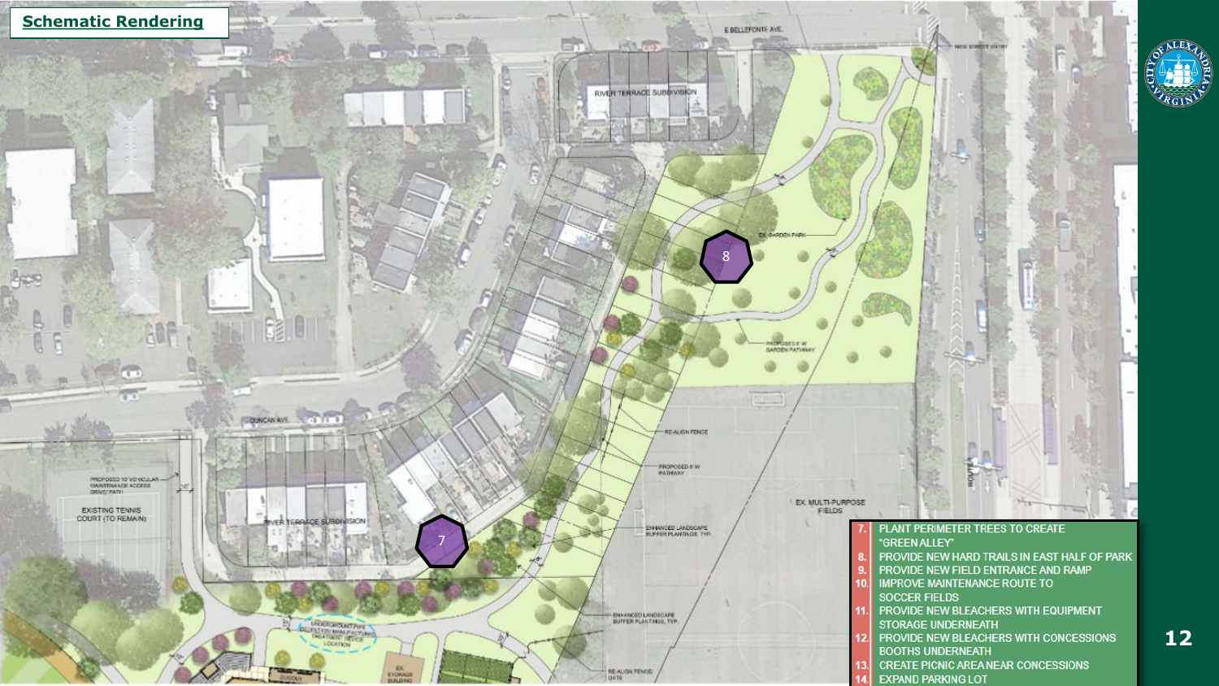## Schematic Rendering

E BELLEFONTE AVE.

NEW STREET ENTRY

RIVER TERRACE SUBDIVISION

EX. GARDEN PARK

PROPOSED E-W GARDEN PATHWAY

DUNCAN AVE.

RE-ALIGN FENCE

PROPOSED E-W PATHWAY

EX. MULTI-PURPOSE FIELDS

ENHANCED LANDSCAPE BUFFER PLANTINGS, TYP.

PROPOSED 10' VEHICULAR MAINTENANCE ACCESS DRIVE/ PATH

EXISTING TENNIS COURT (TO REMAIN)

RIVER TERRACE SUBDIVISION

UNDERGROUND PIPE DETENTION/ MANUFACTURED TREATMENT DEVICE LOCATION

ENHANCED LANDSCAPE BUFFER PLANTINGS, TYP.

EX. STORAGE BUILDING

DUGOUT

RE-ALIGN FENCE/ GATE

ROUTE 1

7. PLANT PERIMETER TREES TO CREATE "GREEN ALLEY"
8. PROVIDE NEW HARD TRAILS IN EAST HALF OF PARK
9. PROVIDE NEW FIELD ENTRANCE AND RAMP
10. IMPROVE MAINTENANCE ROUTE TO SOCCER FIELDS
11. PROVIDE NEW BLEACHERS WITH EQUIPMENT STORAGE UNDERNEATH
12. PROVIDE NEW BLEACHERS WITH CONCESSIONS BOOTHS UNDERNEATH
13. CREATE PICNIC AREA NEAR CONCESSIONS
14. EXPAND PARKING LOT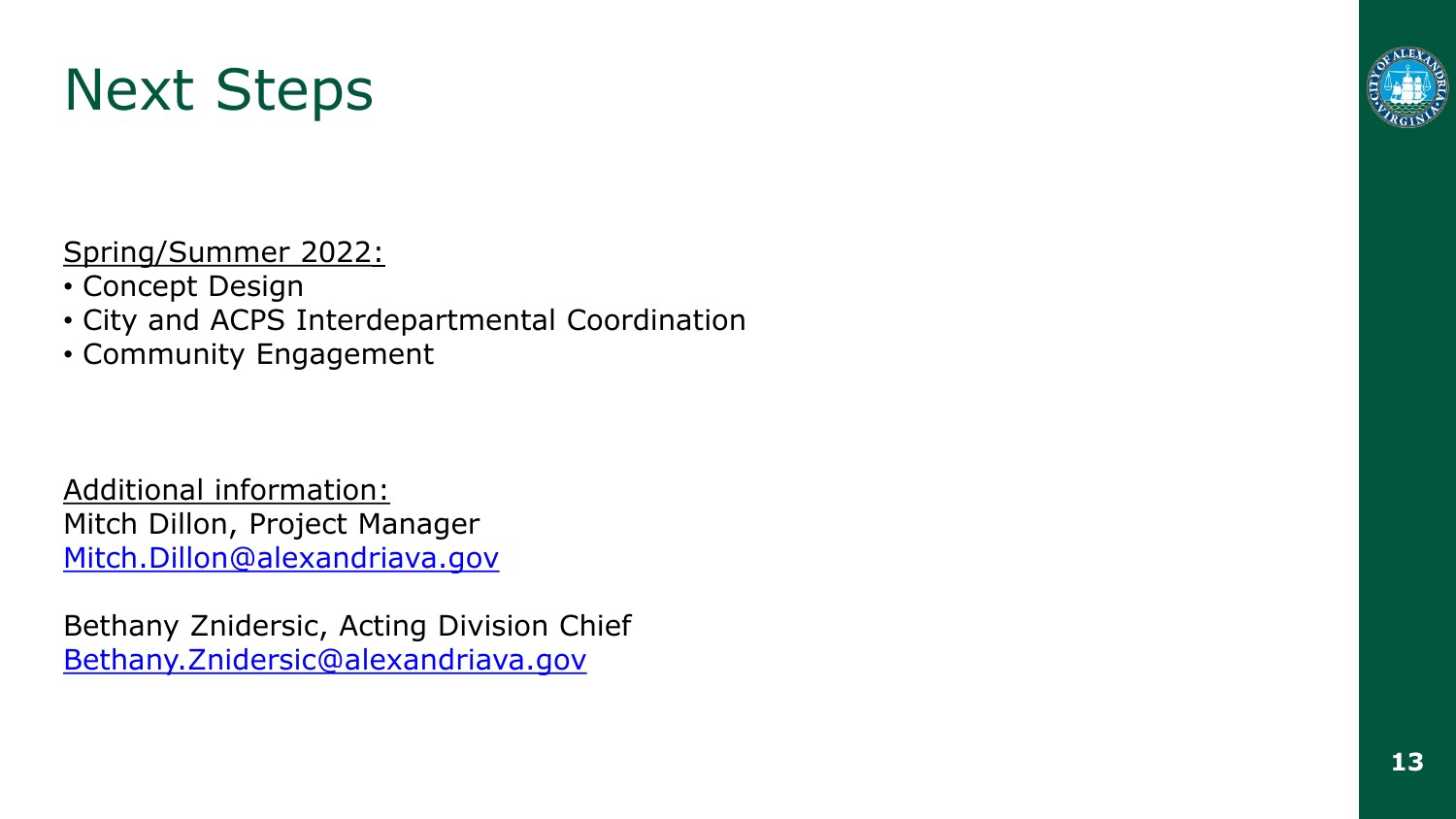# Next Steps

Spring/Summer 2022:

- Concept Design
- City and ACPS Interdepartmental Coordination
- Community Engagement

Additional information:

Mitch Dillon, Project Manager
Mitch.Dillon@alexandriava.gov

Bethany Znidersic, Acting Division Chief
Bethany.Znidersic@alexandriava.gov